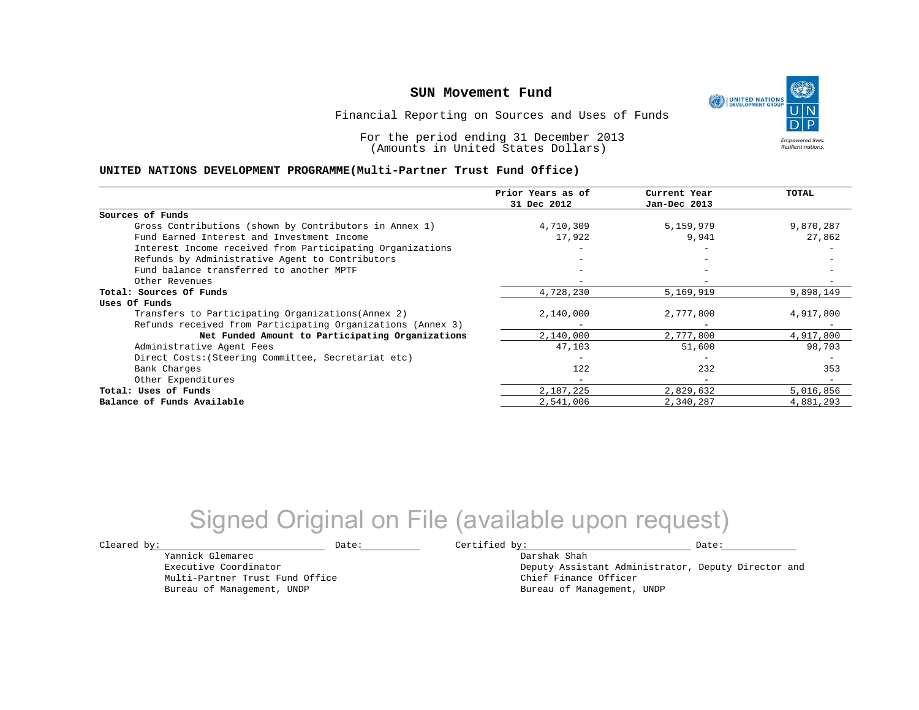# SUN Movement Fund

Financial Reporting on Sources and Uses of Funds

For the period ending 31 December 2013
(Amounts in United States Dollars)

## UNITED NATIONS DEVELOPMENT PROGRAMME(Multi-Partner Trust Fund Office)

| | Prior Years as of 31 Dec 2012 | Current Year Jan-Dec 2013 | TOTAL |
|---|---|---|---|
| **Sources of Funds** | | | |
| Gross Contributions (shown by Contributors in Annex 1) | 4,710,309 | 5,159,979 | 9,870,287 |
| Fund Earned Interest and Investment Income | 17,922 | 9,941 | 27,862 |
| Interest Income received from Participating Organizations | - | - | - |
| Refunds by Administrative Agent to Contributors | - | - | - |
| Fund balance transferred to another MPTF | - | - | - |
| Other Revenues | - | - | - |
| **Total: Sources Of Funds** | 4,728,230 | 5,169,919 | 9,898,149 |
| **Uses Of Funds** | | | |
| Transfers to Participating Organizations(Annex 2) | 2,140,000 | 2,777,800 | 4,917,800 |
| Refunds received from Participating Organizations (Annex 3) | - | - | - |
| **Net Funded Amount to Participating Organizations** | 2,140,000 | 2,777,800 | 4,917,800 |
| Administrative Agent Fees | 47,103 | 51,600 | 98,703 |
| Direct Costs:(Steering Committee, Secretariat etc) | - | - | - |
| Bank Charges | 122 | 232 | 353 |
| Other Expenditures | - | - | - |
| **Total: Uses of Funds** | 2,187,225 | 2,829,632 | 5,016,856 |
| **Balance of Funds Available** | 2,541,006 | 2,340,287 | 4,881,293 |

Signed Original on File (available upon request)

Cleared by: ____________________ Date: __________

Yannick Glemarec
Executive Coordinator
Multi-Partner Trust Fund Office
Bureau of Management, UNDP

Certified by: ____________________ Date: __________

Darshak Shah
Deputy Assistant Administrator, Deputy Director and
Chief Finance Officer
Bureau of Management, UNDP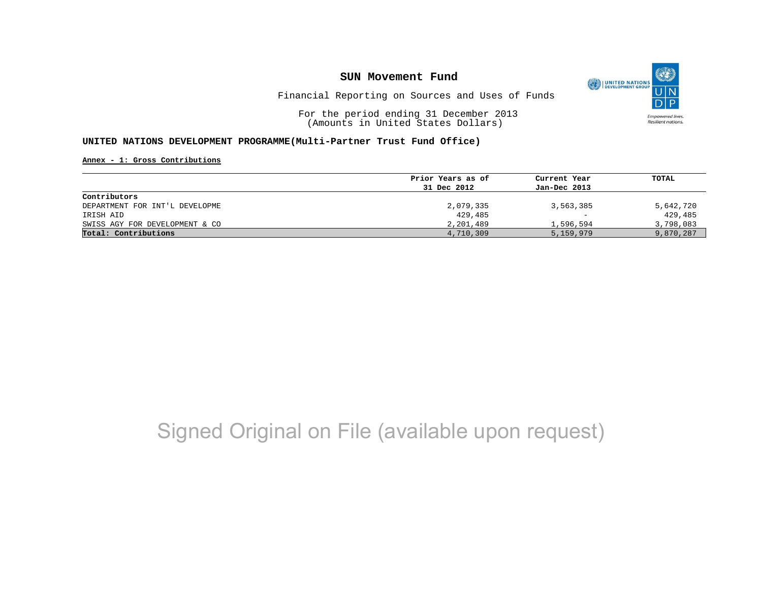# SUN Movement Fund

Financial Reporting on Sources and Uses of Funds

For the period ending 31 December 2013
(Amounts in United States Dollars)

**UNITED NATIONS DEVELOPMENT PROGRAMME(Multi-Partner Trust Fund Office)**

**Annex - 1: Gross Contributions**

| | Prior Years as of 31 Dec 2012 | Current Year Jan-Dec 2013 | TOTAL |
|---|---|---|---|
| **Contributors** | | | |
| DEPARTMENT FOR INT'L DEVELOPME | 2,079,335 | 3,563,385 | 5,642,720 |
| IRISH AID | 429,485 | - | 429,485 |
| SWISS AGY FOR DEVELOPMENT & CO | 2,201,489 | 1,596,594 | 3,798,083 |
| **Total: Contributions** | 4,710,309 | 5,159,979 | 9,870,287 |

Signed Original on File (available upon request)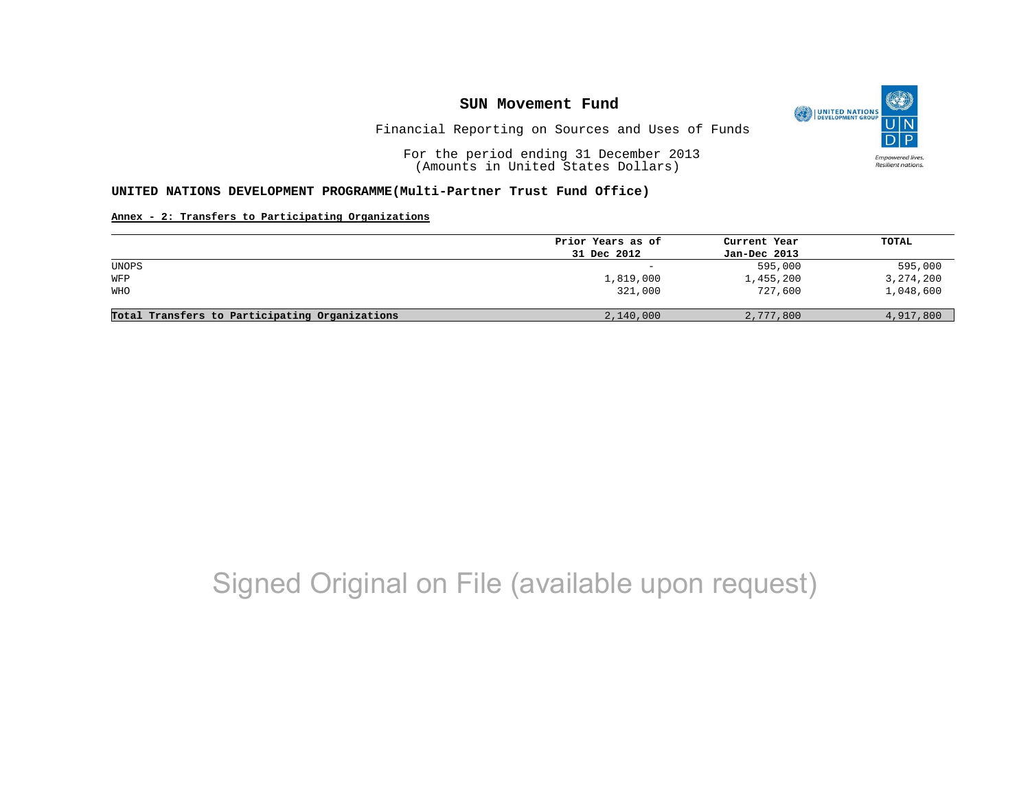# SUN Movement Fund

Financial Reporting on Sources and Uses of Funds

For the period ending 31 December 2013
(Amounts in United States Dollars)

**UNITED NATIONS DEVELOPMENT PROGRAMME(Multi-Partner Trust Fund Office)**

**Annex - 2: Transfers to Participating Organizations**

| | Prior Years as of 31 Dec 2012 | Current Year Jan-Dec 2013 | TOTAL |
|---|---|---|---|
| UNOPS | - | 595,000 | 595,000 |
| WFP | 1,819,000 | 1,455,200 | 3,274,200 |
| WHO | 321,000 | 727,600 | 1,048,600 |
| **Total Transfers to Participating Organizations** | 2,140,000 | 2,777,800 | 4,917,800 |

Signed Original on File (available upon request)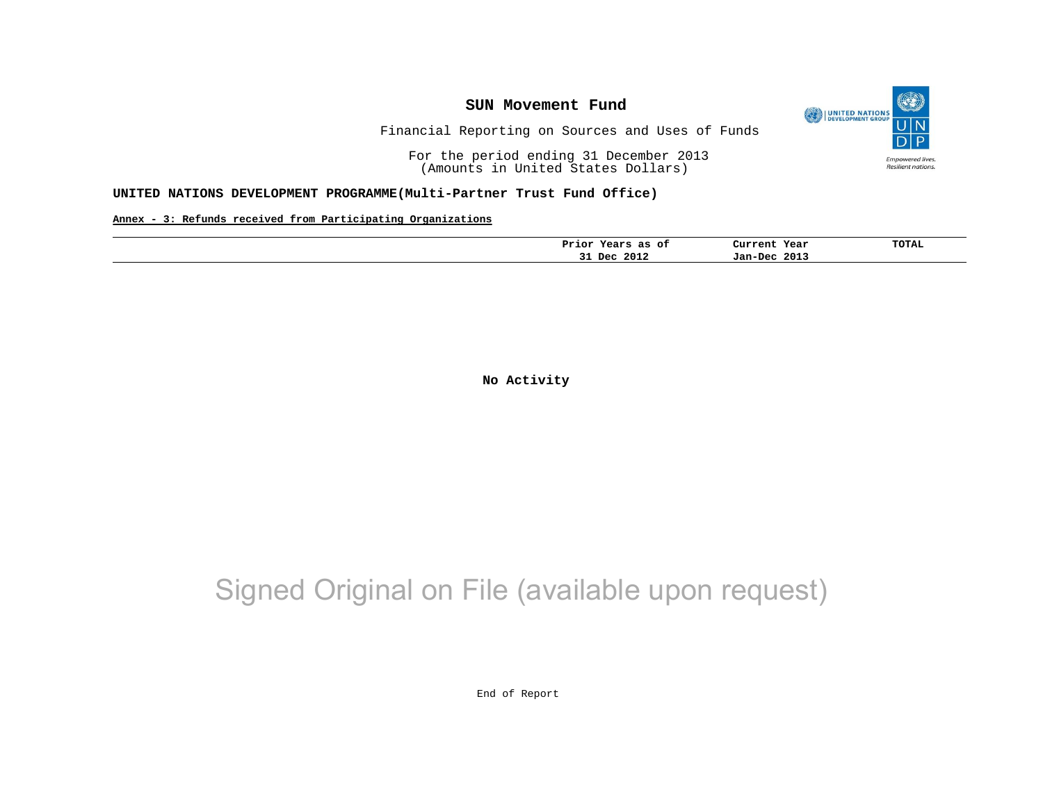# SUN Movement Fund

Financial Reporting on Sources and Uses of Funds

For the period ending 31 December 2013
(Amounts in United States Dollars)

**UNITED NATIONS DEVELOPMENT PROGRAMME(Multi-Partner Trust Fund Office)**

**Annex - 3: Refunds received from Participating Organizations**

| | Prior Years as of 31 Dec 2012 | Current Year Jan-Dec 2013 | TOTAL |
|---|---|---|---|

**No Activity**

Signed Original on File (available upon request)

End of Report